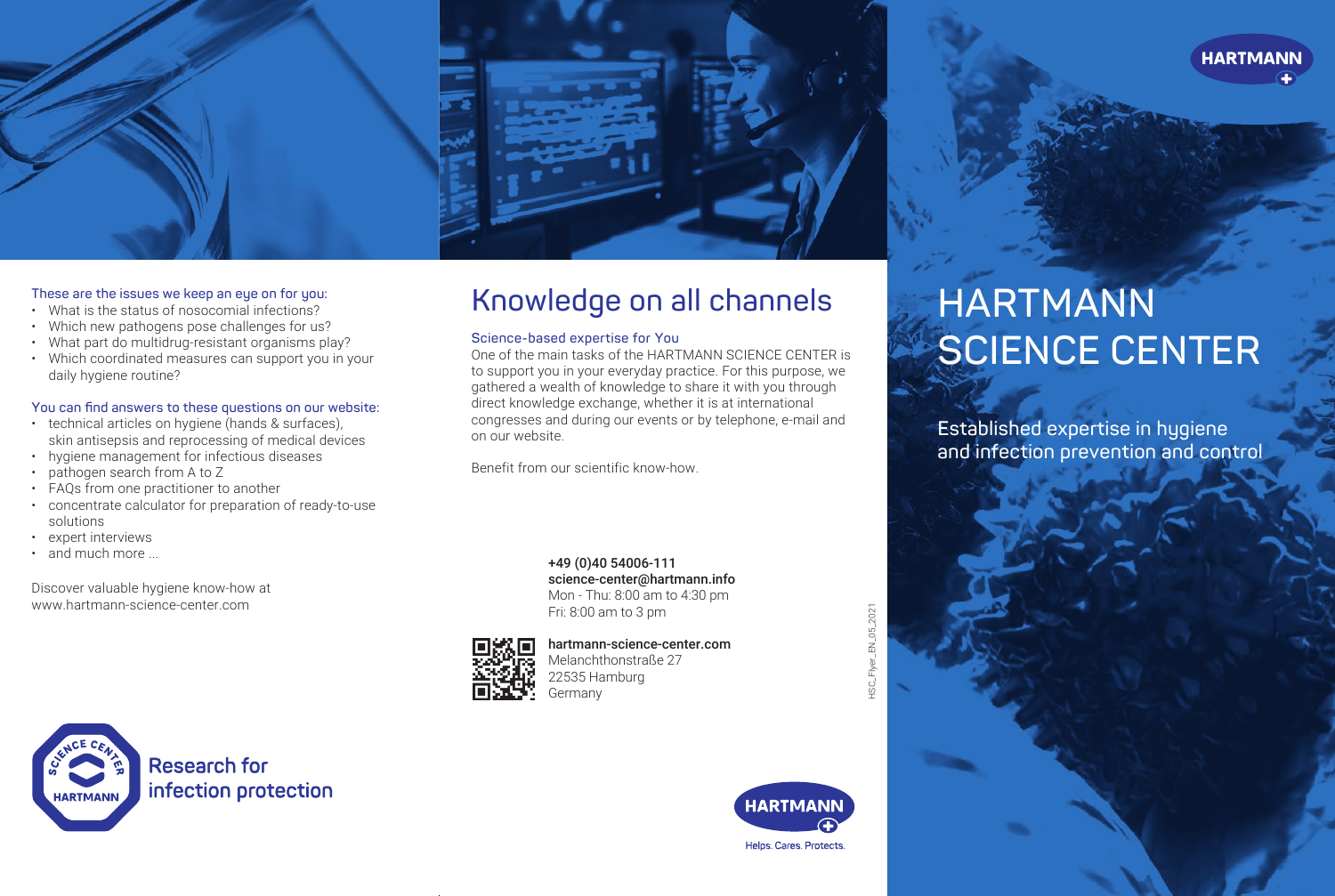These are the issues we keep an eye on for you:

- What is the status of nosocomial infections?
- Which new pathogens pose challenges for us?
- What part do multidrug-resistant organisms play?
- Which coordinated measures can support you in your daily hygiene routine?

You can find answers to these questions on our website:

- technical articles on hygiene (hands & surfaces), skin antisepsis and reprocessing of medical devices
- hygiene management for infectious diseases
- pathogen search from A to Z
- FAQs from one practitioner to another
- concentrate calculator for preparation of ready-to-use solutions
- expert interviews
- and much more ...

Discover valuable hygiene know-how at www.hartmann-science-center.com

SCIENCE CENTER HARTMANN

Research for infection protection

# Knowledge on all channels

## Science-based expertise for You

One of the main tasks of the HARTMANN SCIENCE CENTER is to support you in your everyday practice. For this purpose, we gathered a wealth of knowledge to share it with you through direct knowledge exchange, whether it is at international congresses and during our events or by telephone, e-mail and on our website.

Benefit from our scientific know-how.

**+49 (0)40 54006-111**
**science-center@hartmann.info**
Mon - Thu: 8:00 am to 4:30 pm
Fri: 8:00 am to 3 pm

**hartmann-science-center.com**
Melanchthonstraße 27
22535 Hamburg
Germany

HSC_Flyer_EN_05_2021

HARTMANN
Helps. Cares. Protects.

HARTMANN

# HARTMANN SCIENCE CENTER

Established expertise in hygiene and infection prevention and control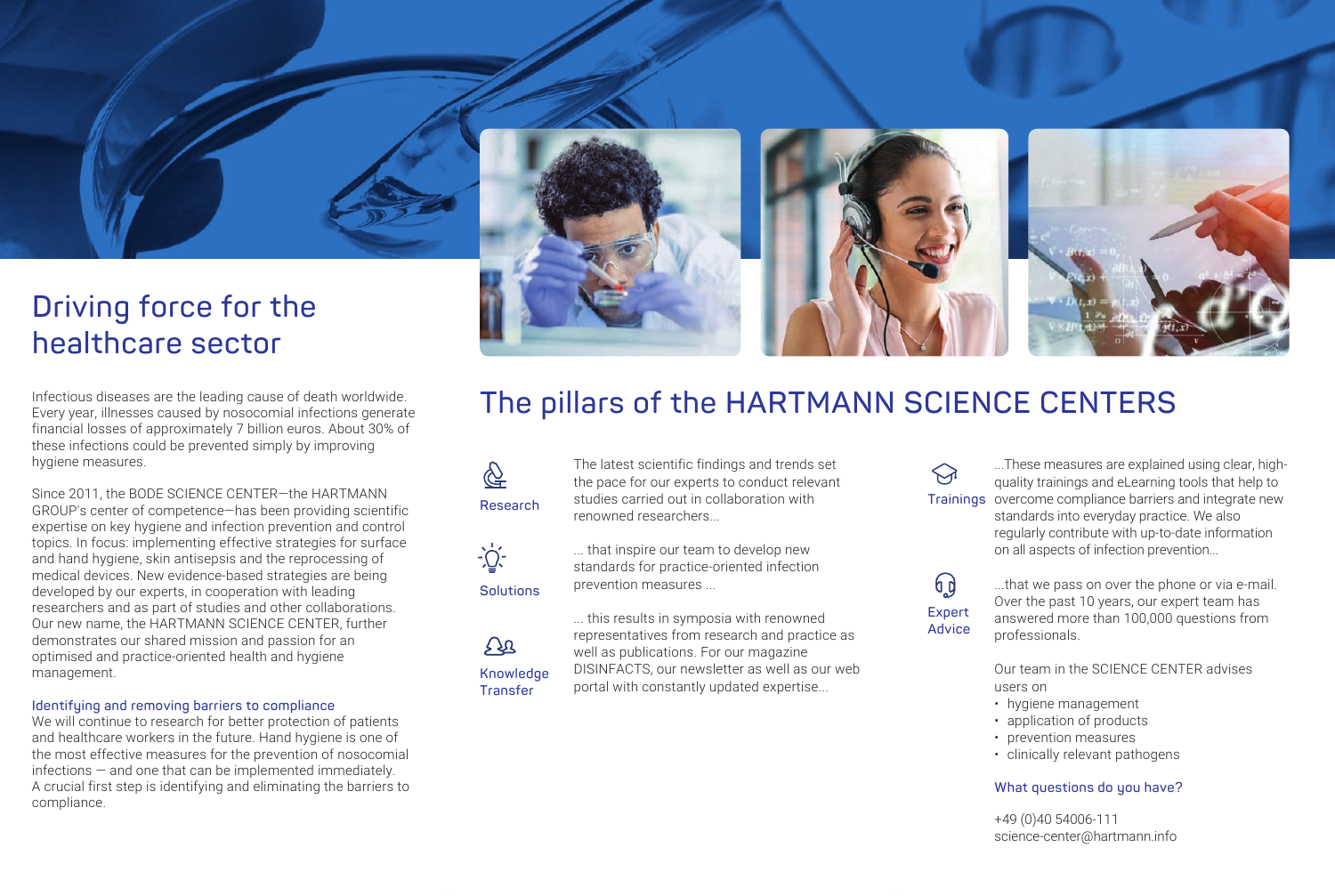# Driving force for the healthcare sector

Infectious diseases are the leading cause of death worldwide. Every year, illnesses caused by nosocomial infections generate financial losses of approximately 7 billion euros. About 30% of these infections could be prevented simply by improving hygiene measures.

Since 2011, the BODE SCIENCE CENTER—the HARTMANN GROUP's center of competence—has been providing scientific expertise on key hygiene and infection prevention and control topics. In focus: implementing effective strategies for surface and hand hygiene, skin antisepsis and the reprocessing of medical devices. New evidence-based strategies are being developed by our experts, in cooperation with leading researchers and as part of studies and other collaborations. Our new name, the HARTMANN SCIENCE CENTER, further demonstrates our shared mission and passion for an optimised and practice-oriented health and hygiene management.

### Identifying and removing barriers to compliance

We will continue to research for better protection of patients and healthcare workers in the future. Hand hygiene is one of the most effective measures for the prevention of nosocomial infections — and one that can be implemented immediately. A crucial first step is identifying and eliminating the barriers to compliance.

## The pillars of the HARTMANN SCIENCE CENTERS

**Research**

The latest scientific findings and trends set the pace for our experts to conduct relevant studies carried out in collaboration with renowned researchers...

**Solutions**

... that inspire our team to develop new standards for practice-oriented infection prevention measures ...

**Knowledge Transfer**

... this results in symposia with renowned representatives from research and practice as well as publications. For our magazine DISINFACTS, our newsletter as well as our web portal with constantly updated expertise...

**Trainings**

...These measures are explained using clear, high-quality trainings and eLearning tools that help to overcome compliance barriers and integrate new standards into everyday practice. We also regularly contribute with up-to-date information on all aspects of infection prevention...

**Expert Advice**

...that we pass on over the phone or via e-mail. Over the past 10 years, our expert team has answered more than 100,000 questions from professionals.

Our team in the SCIENCE CENTER advises users on

- hygiene management
- application of products
- prevention measures
- clinically relevant pathogens

### What questions do you have?

+49 (0)40 54006-111
science-center@hartmann.info